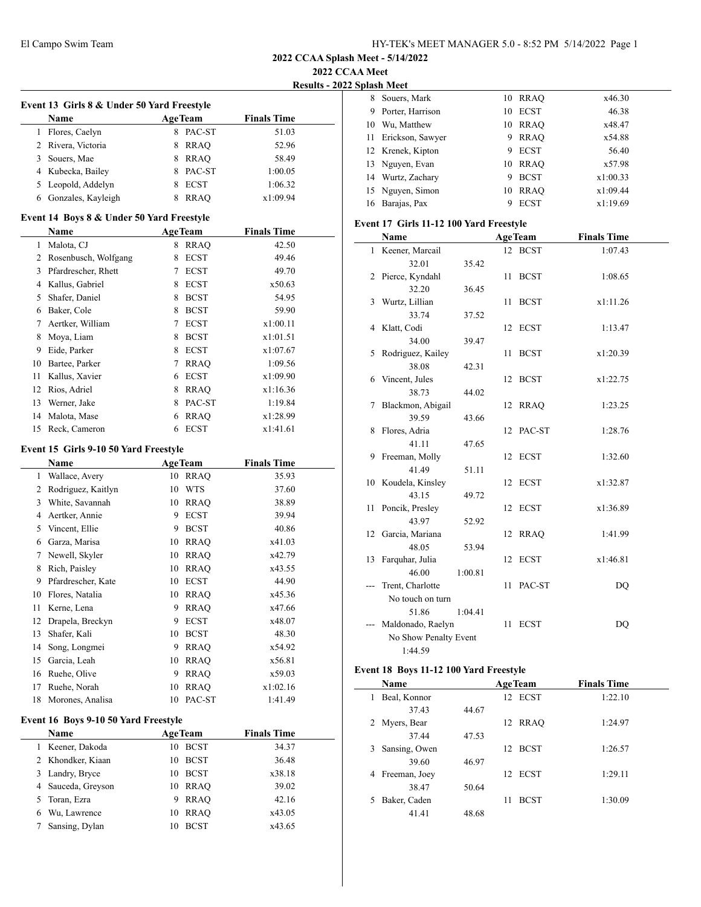## 2022 CCAA Splash Meet - 5/14/2022

### 2022 CCAA Meet

### Results - 2022 Splash Meet

#### Event 13 Girls 8 & Under 50 Yard Freestyle

| | Name | Age | Team | Finals Time |
|---|---|---|---|---|
| 1 | Flores, Caelyn | 8 | PAC-ST | 51.03 |
| 2 | Rivera, Victoria | 8 | RRAQ | 52.96 |
| 3 | Souers, Mae | 8 | RRAQ | 58.49 |
| 4 | Kubecka, Bailey | 8 | PAC-ST | 1:00.05 |
| 5 | Leopold, Addelyn | 8 | ECST | 1:06.32 |
| 6 | Gonzales, Kayleigh | 8 | RRAQ | x1:09.94 |

#### Event 14 Boys 8 & Under 50 Yard Freestyle

| | Name | Age | Team | Finals Time |
|---|---|---|---|---|
| 1 | Malota, CJ | 8 | RRAQ | 42.50 |
| 2 | Rosenbusch, Wolfgang | 8 | ECST | 49.46 |
| 3 | Pfardrescher, Rhett | 7 | ECST | 49.70 |
| 4 | Kallus, Gabriel | 8 | ECST | x50.63 |
| 5 | Shafer, Daniel | 8 | BCST | 54.95 |
| 6 | Baker, Cole | 8 | BCST | 59.90 |
| 7 | Aertker, William | 7 | ECST | x1:00.11 |
| 8 | Moya, Liam | 8 | BCST | x1:01.51 |
| 9 | Eide, Parker | 8 | ECST | x1:07.67 |
| 10 | Bartee, Parker | 7 | RRAQ | 1:09.56 |
| 11 | Kallus, Xavier | 6 | ECST | x1:09.90 |
| 12 | Rios, Adriel | 8 | RRAQ | x1:16.36 |
| 13 | Werner, Jake | 8 | PAC-ST | 1:19.84 |
| 14 | Malota, Mase | 6 | RRAQ | x1:28.99 |
| 15 | Reck, Cameron | 6 | ECST | x1:41.61 |

#### Event 15 Girls 9-10 50 Yard Freestyle

| | Name | Age | Team | Finals Time |
|---|---|---|---|---|
| 1 | Wallace, Avery | 10 | RRAQ | 35.93 |
| 2 | Rodriguez, Kaitlyn | 10 | WTS | 37.60 |
| 3 | White, Savannah | 10 | RRAQ | 38.89 |
| 4 | Aertker, Annie | 9 | ECST | 39.94 |
| 5 | Vincent, Ellie | 9 | BCST | 40.86 |
| 6 | Garza, Marisa | 10 | RRAQ | x41.03 |
| 7 | Newell, Skyler | 10 | RRAQ | x42.79 |
| 8 | Rich, Paisley | 10 | RRAQ | x43.55 |
| 9 | Pfardrescher, Kate | 10 | ECST | 44.90 |
| 10 | Flores, Natalia | 10 | RRAQ | x45.36 |
| 11 | Kerne, Lena | 9 | RRAQ | x47.66 |
| 12 | Drapela, Breckyn | 9 | ECST | x48.07 |
| 13 | Shafer, Kali | 10 | BCST | 48.30 |
| 14 | Song, Longmei | 9 | RRAQ | x54.92 |
| 15 | Garcia, Leah | 10 | RRAQ | x56.81 |
| 16 | Ruehe, Olive | 9 | RRAQ | x59.03 |
| 17 | Ruehe, Norah | 10 | RRAQ | x1:02.16 |
| 18 | Morones, Analisa | 10 | PAC-ST | 1:41.49 |

#### Event 16 Boys 9-10 50 Yard Freestyle

| | Name | Age | Team | Finals Time |
|---|---|---|---|---|
| 1 | Keener, Dakoda | 10 | BCST | 34.37 |
| 2 | Khondker, Kiaan | 10 | BCST | 36.48 |
| 3 | Landry, Bryce | 10 | BCST | x38.18 |
| 4 | Sauceda, Greyson | 10 | RRAQ | 39.02 |
| 5 | Toran, Ezra | 9 | RRAQ | 42.16 |
| 6 | Wu, Lawrence | 10 | RRAQ | x43.05 |
| 7 | Sansing, Dylan | 10 | BCST | x43.65 |
| 8 | Souers, Mark | 10 | RRAQ | x46.30 |
| 9 | Porter, Harrison | 10 | ECST | 46.38 |
| 10 | Wu, Matthew | 10 | RRAQ | x48.47 |
| 11 | Erickson, Sawyer | 9 | RRAQ | x54.88 |
| 12 | Krenek, Kipton | 9 | ECST | 56.40 |
| 13 | Nguyen, Evan | 10 | RRAQ | x57.98 |
| 14 | Wurtz, Zachary | 9 | BCST | x1:00.33 |
| 15 | Nguyen, Simon | 10 | RRAQ | x1:09.44 |
| 16 | Barajas, Pax | 9 | ECST | x1:19.69 |

#### Event 17 Girls 11-12 100 Yard Freestyle

| | Name | Age | Team | Finals Time |
|---|---|---|---|---|
| 1 | Keener, Marcail | 12 | BCST | 1:07.43 |
| | 32.01 35.42 | | | |
| 2 | Pierce, Kyndahl | 11 | BCST | 1:08.65 |
| | 32.20 36.45 | | | |
| 3 | Wurtz, Lillian | 11 | BCST | x1:11.26 |
| | 33.74 37.52 | | | |
| 4 | Klatt, Codi | 12 | ECST | 1:13.47 |
| | 34.00 39.47 | | | |
| 5 | Rodriguez, Kailey | 11 | BCST | x1:20.39 |
| | 38.08 42.31 | | | |
| 6 | Vincent, Jules | 12 | BCST | x1:22.75 |
| | 38.73 44.02 | | | |
| 7 | Blackmon, Abigail | 12 | RRAQ | 1:23.25 |
| | 39.59 43.66 | | | |
| 8 | Flores, Adria | 12 | PAC-ST | 1:28.76 |
| | 41.11 47.65 | | | |
| 9 | Freeman, Molly | 12 | ECST | 1:32.60 |
| | 41.49 51.11 | | | |
| 10 | Koudela, Kinsley | 12 | ECST | x1:32.87 |
| | 43.15 49.72 | | | |
| 11 | Poncik, Presley | 12 | ECST | x1:36.89 |
| | 43.97 52.92 | | | |
| 12 | Garcia, Mariana | 12 | RRAQ | 1:41.99 |
| | 48.05 53.94 | | | |
| 13 | Farquhar, Julia | 12 | ECST | x1:46.81 |
| | 46.00 1:00.81 | | | |
| --- | Trent, Charlotte | 11 | PAC-ST | DQ |
| | No touch on turn | | | |
| | 51.86 1:04.41 | | | |
| --- | Maldonado, Raelyn | 11 | ECST | DQ |
| | No Show Penalty Event | | | |
| | 1:44.59 | | | |

#### Event 18 Boys 11-12 100 Yard Freestyle

| | Name | Age | Team | Finals Time |
|---|---|---|---|---|
| 1 | Beal, Konnor | 12 | ECST | 1:22.10 |
| | 37.43 44.67 | | | |
| 2 | Myers, Bear | 12 | RRAQ | 1:24.97 |
| | 37.44 47.53 | | | |
| 3 | Sansing, Owen | 12 | BCST | 1:26.57 |
| | 39.60 46.97 | | | |
| 4 | Freeman, Joey | 12 | ECST | 1:29.11 |
| | 38.47 50.64 | | | |
| 5 | Baker, Caden | 11 | BCST | 1:30.09 |
| | 41.41 48.68 | | | |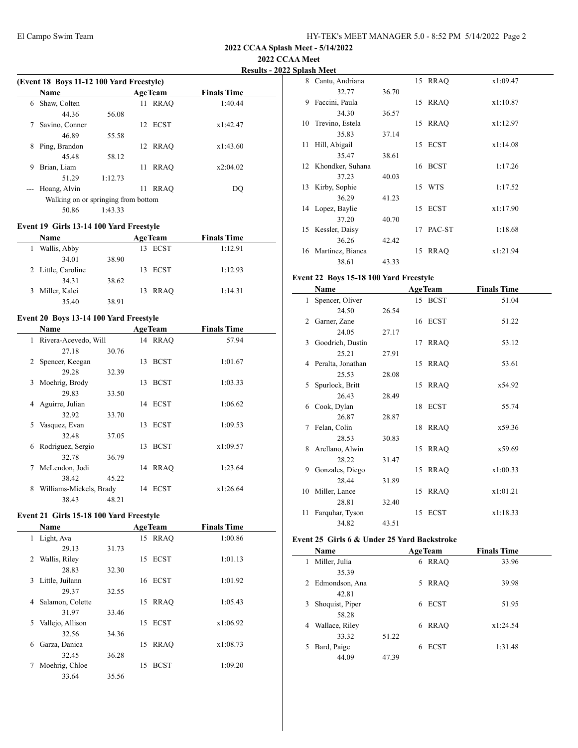**2022 CCAA Splash Meet - 5/14/2022**

**2022 CCAA Meet**

**Results - 2022 Splash Meet**

### (Event 18 Boys 11-12 100 Yard Freestyle)

| | Name | | Age | Team | Finals Time |
|---|---|---|---|---|---|
| 6 | Shaw, Colten | | 11 | RRAQ | 1:40.44 |
| | 44.36 | 56.08 | | | |
| 7 | Savino, Conner | | 12 | ECST | x1:42.47 |
| | 46.89 | 55.58 | | | |
| 8 | Ping, Brandon | | 12 | RRAQ | x1:43.60 |
| | 45.48 | 58.12 | | | |
| 9 | Brian, Liam | | 11 | RRAQ | x2:04.02 |
| | 51.29 | 1:12.73 | | | |
| --- | Hoang, Alvin | | 11 | RRAQ | DQ |
| | Walking on or springing from bottom | | | | |
| | 50.86 | 1:43.33 | | | |

### Event 19 Girls 13-14 100 Yard Freestyle

| | Name | | Age | Team | Finals Time |
|---|---|---|---|---|---|
| 1 | Wallis, Abby | | 13 | ECST | 1:12.91 |
| | 34.01 | 38.90 | | | |
| 2 | Little, Caroline | | 13 | ECST | 1:12.93 |
| | 34.31 | 38.62 | | | |
| 3 | Miller, Kalei | | 13 | RRAQ | 1:14.31 |
| | 35.40 | 38.91 | | | |

### Event 20 Boys 13-14 100 Yard Freestyle

| | Name | | Age | Team | Finals Time |
|---|---|---|---|---|---|
| 1 | Rivera-Acevedo, Will | | 14 | RRAQ | 57.94 |
| | 27.18 | 30.76 | | | |
| 2 | Spencer, Keegan | | 13 | BCST | 1:01.67 |
| | 29.28 | 32.39 | | | |
| 3 | Moehrig, Brody | | 13 | BCST | 1:03.33 |
| | 29.83 | 33.50 | | | |
| 4 | Aguirre, Julian | | 14 | ECST | 1:06.62 |
| | 32.92 | 33.70 | | | |
| 5 | Vasquez, Evan | | 13 | ECST | 1:09.53 |
| | 32.48 | 37.05 | | | |
| 6 | Rodriguez, Sergio | | 13 | BCST | x1:09.57 |
| | 32.78 | 36.79 | | | |
| 7 | McLendon, Jodi | | 14 | RRAQ | 1:23.64 |
| | 38.42 | 45.22 | | | |
| 8 | Williams-Mickels, Brady | | 14 | ECST | x1:26.64 |
| | 38.43 | 48.21 | | | |

### Event 21 Girls 15-18 100 Yard Freestyle

| | Name | | Age | Team | Finals Time |
|---|---|---|---|---|---|
| 1 | Light, Ava | | 15 | RRAQ | 1:00.86 |
| | 29.13 | 31.73 | | | |
| 2 | Wallis, Riley | | 15 | ECST | 1:01.13 |
| | 28.83 | 32.30 | | | |
| 3 | Little, Juilann | | 16 | ECST | 1:01.92 |
| | 29.37 | 32.55 | | | |
| 4 | Salamon, Colette | | 15 | RRAQ | 1:05.43 |
| | 31.97 | 33.46 | | | |
| 5 | Vallejo, Allison | | 15 | ECST | x1:06.92 |
| | 32.56 | 34.36 | | | |
| 6 | Garza, Danica | | 15 | RRAQ | x1:08.73 |
| | 32.45 | 36.28 | | | |
| 7 | Moehrig, Chloe | | 15 | BCST | 1:09.20 |
| | 33.64 | 35.56 | | | |
| 8 | Cantu, Andriana | | 15 | RRAQ | x1:09.47 |
| | 32.77 | 36.70 | | | |
| 9 | Faccini, Paula | | 15 | RRAQ | x1:10.87 |
| | 34.30 | 36.57 | | | |
| 10 | Trevino, Estela | | 15 | RRAQ | x1:12.97 |
| | 35.83 | 37.14 | | | |
| 11 | Hill, Abigail | | 15 | ECST | x1:14.08 |
| | 35.47 | 38.61 | | | |
| 12 | Khondker, Suhana | | 16 | BCST | 1:17.26 |
| | 37.23 | 40.03 | | | |
| 13 | Kirby, Sophie | | 15 | WTS | 1:17.52 |
| | 36.29 | 41.23 | | | |
| 14 | Lopez, Baylie | | 15 | ECST | x1:17.90 |
| | 37.20 | 40.70 | | | |
| 15 | Kessler, Daisy | | 17 | PAC-ST | 1:18.68 |
| | 36.26 | 42.42 | | | |
| 16 | Martinez, Bianca | | 15 | RRAQ | x1:21.94 |
| | 38.61 | 43.33 | | | |

### Event 22 Boys 15-18 100 Yard Freestyle

| | Name | | Age | Team | Finals Time |
|---|---|---|---|---|---|
| 1 | Spencer, Oliver | | 15 | BCST | 51.04 |
| | 24.50 | 26.54 | | | |
| 2 | Garner, Zane | | 16 | ECST | 51.22 |
| | 24.05 | 27.17 | | | |
| 3 | Goodrich, Dustin | | 17 | RRAQ | 53.12 |
| | 25.21 | 27.91 | | | |
| 4 | Peralta, Jonathan | | 15 | RRAQ | 53.61 |
| | 25.53 | 28.08 | | | |
| 5 | Spurlock, Britt | | 15 | RRAQ | x54.92 |
| | 26.43 | 28.49 | | | |
| 6 | Cook, Dylan | | 18 | ECST | 55.74 |
| | 26.87 | 28.87 | | | |
| 7 | Felan, Colin | | 18 | RRAQ | x59.36 |
| | 28.53 | 30.83 | | | |
| 8 | Arellano, Alwin | | 15 | RRAQ | x59.69 |
| | 28.22 | 31.47 | | | |
| 9 | Gonzales, Diego | | 15 | RRAQ | x1:00.33 |
| | 28.44 | 31.89 | | | |
| 10 | Miller, Lance | | 15 | RRAQ | x1:01.21 |
| | 28.81 | 32.40 | | | |
| 11 | Farquhar, Tyson | | 15 | ECST | x1:18.33 |
| | 34.82 | 43.51 | | | |

### Event 25 Girls 6 & Under 25 Yard Backstroke

| | Name | | Age | Team | Finals Time |
|---|---|---|---|---|---|
| 1 | Miller, Julia | | 6 | RRAQ | 33.96 |
| | 35.39 | | | | |
| 2 | Edmondson, Ana | | 5 | RRAQ | 39.98 |
| | 42.81 | | | | |
| 3 | Shoquist, Piper | | 6 | ECST | 51.95 |
| | 58.28 | | | | |
| 4 | Wallace, Riley | | 6 | RRAQ | x1:24.54 |
| | 33.32 | 51.22 | | | |
| 5 | Bard, Paige | | 6 | ECST | 1:31.48 |
| | 44.09 | 47.39 | | | |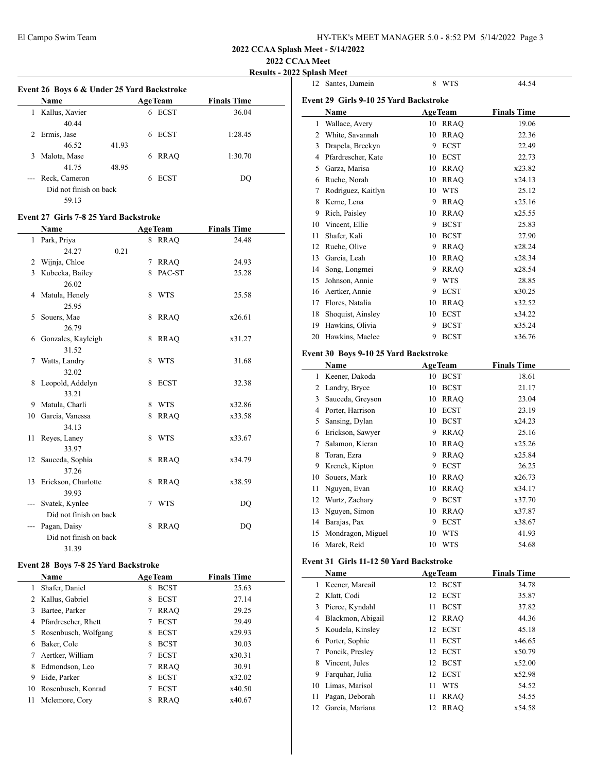**2022 CCAA Splash Meet - 5/14/2022**

**2022 CCAA Meet**

**Results - 2022 Splash Meet**

### Event 26 Boys 6 & Under 25 Yard Backstroke

| | Name | Age | Team | Finals Time |
|---|---|---|---|---|
| 1 | Kallus, Xavier | 6 | ECST | 36.04 |
| | 40.44 | | | |
| 2 | Ermis, Jase | 6 | ECST | 1:28.45 |
| | 46.52 41.93 | | | |
| 3 | Malota, Mase | 6 | RRAQ | 1:30.70 |
| | 41.75 48.95 | | | |
| --- | Reck, Cameron | 6 | ECST | DQ |
| | Did not finish on back | | | |
| | 59.13 | | | |

### Event 27 Girls 7-8 25 Yard Backstroke

| | Name | Age | Team | Finals Time |
|---|---|---|---|---|
| 1 | Park, Priya | 8 | RRAQ | 24.48 |
| | 24.27 0.21 | | | |
| 2 | Wijnja, Chloe | 7 | RRAQ | 24.93 |
| 3 | Kubecka, Bailey | 8 | PAC-ST | 25.28 |
| | 26.02 | | | |
| 4 | Matula, Henely | 8 | WTS | 25.58 |
| | 25.95 | | | |
| 5 | Souers, Mae | 8 | RRAQ | x26.61 |
| | 26.79 | | | |
| 6 | Gonzales, Kayleigh | 8 | RRAQ | x31.27 |
| | 31.52 | | | |
| 7 | Watts, Landry | 8 | WTS | 31.68 |
| | 32.02 | | | |
| 8 | Leopold, Addelyn | 8 | ECST | 32.38 |
| | 33.21 | | | |
| 9 | Matula, Charli | 8 | WTS | x32.86 |
| 10 | Garcia, Vanessa | 8 | RRAQ | x33.58 |
| | 34.13 | | | |
| 11 | Reyes, Laney | 8 | WTS | x33.67 |
| | 33.97 | | | |
| 12 | Sauceda, Sophia | 8 | RRAQ | x34.79 |
| | 37.26 | | | |
| 13 | Erickson, Charlotte | 8 | RRAQ | x38.59 |
| | 39.93 | | | |
| --- | Svatek, Kynlee | 7 | WTS | DQ |
| | Did not finish on back | | | |
| --- | Pagan, Daisy | 8 | RRAQ | DQ |
| | Did not finish on back | | | |
| | 31.39 | | | |

### Event 28 Boys 7-8 25 Yard Backstroke

| | Name | Age | Team | Finals Time |
|---|---|---|---|---|
| 1 | Shafer, Daniel | 8 | BCST | 25.63 |
| 2 | Kallus, Gabriel | 8 | ECST | 27.14 |
| 3 | Bartee, Parker | 7 | RRAQ | 29.25 |
| 4 | Pfardrescher, Rhett | 7 | ECST | 29.49 |
| 5 | Rosenbusch, Wolfgang | 8 | ECST | x29.93 |
| 6 | Baker, Cole | 8 | BCST | 30.03 |
| 7 | Aertker, William | 7 | ECST | x30.31 |
| 8 | Edmondson, Leo | 7 | RRAQ | 30.91 |
| 9 | Eide, Parker | 8 | ECST | x32.02 |
| 10 | Rosenbusch, Konrad | 7 | ECST | x40.50 |
| 11 | Mclemore, Cory | 8 | RRAQ | x40.67 |
| 12 | Santes, Damein | 8 | WTS | 44.54 |

### Event 29 Girls 9-10 25 Yard Backstroke

| | Name | Age | Team | Finals Time |
|---|---|---|---|---|
| 1 | Wallace, Avery | 10 | RRAQ | 19.06 |
| 2 | White, Savannah | 10 | RRAQ | 22.36 |
| 3 | Drapela, Breckyn | 9 | ECST | 22.49 |
| 4 | Pfardrescher, Kate | 10 | ECST | 22.73 |
| 5 | Garza, Marisa | 10 | RRAQ | x23.82 |
| 6 | Ruehe, Norah | 10 | RRAQ | x24.13 |
| 7 | Rodriguez, Kaitlyn | 10 | WTS | 25.12 |
| 8 | Kerne, Lena | 9 | RRAQ | x25.16 |
| 9 | Rich, Paisley | 10 | RRAQ | x25.55 |
| 10 | Vincent, Ellie | 9 | BCST | 25.83 |
| 11 | Shafer, Kali | 10 | BCST | 27.90 |
| 12 | Ruehe, Olive | 9 | RRAQ | x28.24 |
| 13 | Garcia, Leah | 10 | RRAQ | x28.34 |
| 14 | Song, Longmei | 9 | RRAQ | x28.54 |
| 15 | Johnson, Annie | 9 | WTS | 28.85 |
| 16 | Aertker, Annie | 9 | ECST | x30.25 |
| 17 | Flores, Natalia | 10 | RRAQ | x32.52 |
| 18 | Shoquist, Ainsley | 10 | ECST | x34.22 |
| 19 | Hawkins, Olivia | 9 | BCST | x35.24 |
| 20 | Hawkins, Maelee | 9 | BCST | x36.76 |

### Event 30 Boys 9-10 25 Yard Backstroke

| | Name | Age | Team | Finals Time |
|---|---|---|---|---|
| 1 | Keener, Dakoda | 10 | BCST | 18.61 |
| 2 | Landry, Bryce | 10 | BCST | 21.17 |
| 3 | Sauceda, Greyson | 10 | RRAQ | 23.04 |
| 4 | Porter, Harrison | 10 | ECST | 23.19 |
| 5 | Sansing, Dylan | 10 | BCST | x24.23 |
| 6 | Erickson, Sawyer | 9 | RRAQ | 25.16 |
| 7 | Salamon, Kieran | 10 | RRAQ | x25.26 |
| 8 | Toran, Ezra | 9 | RRAQ | x25.84 |
| 9 | Krenek, Kipton | 9 | ECST | 26.25 |
| 10 | Souers, Mark | 10 | RRAQ | x26.73 |
| 11 | Nguyen, Evan | 10 | RRAQ | x34.17 |
| 12 | Wurtz, Zachary | 9 | BCST | x37.70 |
| 13 | Nguyen, Simon | 10 | RRAQ | x37.87 |
| 14 | Barajas, Pax | 9 | ECST | x38.67 |
| 15 | Mondragon, Miguel | 10 | WTS | 41.93 |
| 16 | Marek, Reid | 10 | WTS | 54.68 |

### Event 31 Girls 11-12 50 Yard Backstroke

| | Name | Age | Team | Finals Time |
|---|---|---|---|---|
| 1 | Keener, Marcail | 12 | BCST | 34.78 |
| 2 | Klatt, Codi | 12 | ECST | 35.87 |
| 3 | Pierce, Kyndahl | 11 | BCST | 37.82 |
| 4 | Blackmon, Abigail | 12 | RRAQ | 44.36 |
| 5 | Koudela, Kinsley | 12 | ECST | 45.18 |
| 6 | Porter, Sophie | 11 | ECST | x46.65 |
| 7 | Poncik, Presley | 12 | ECST | x50.79 |
| 8 | Vincent, Jules | 12 | BCST | x52.00 |
| 9 | Farquhar, Julia | 12 | ECST | x52.98 |
| 10 | Limas, Marisol | 11 | WTS | 54.52 |
| 11 | Pagan, Deborah | 11 | RRAQ | 54.55 |
| 12 | Garcia, Mariana | 12 | RRAQ | x54.58 |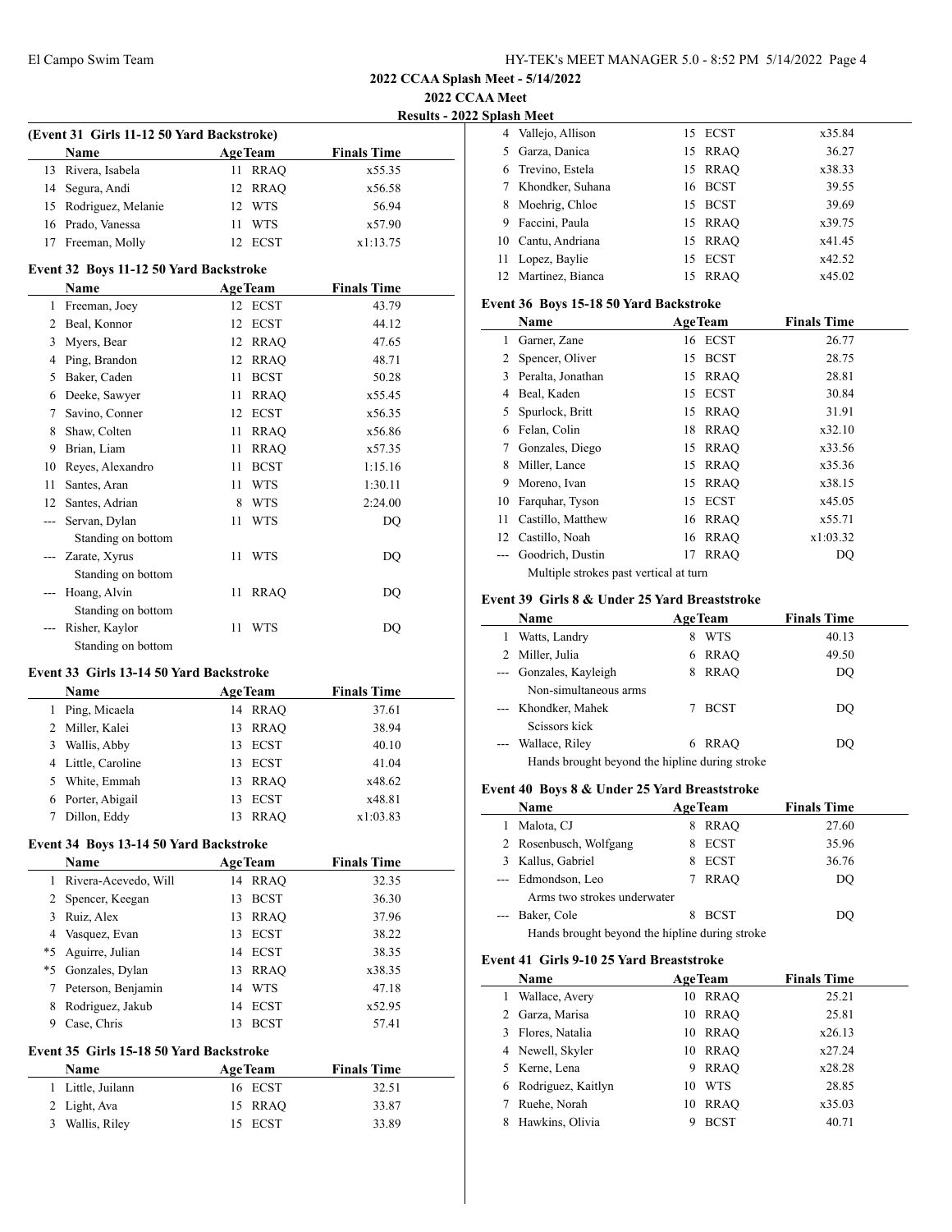## 2022 CCAA Splash Meet - 5/14/2022

## 2022 CCAA Meet

### Results - 2022 Splash Meet

#### (Event 31 Girls 11-12 50 Yard Backstroke)

| | Name | Age | Team | Finals Time |
|---|---|---|---|---|
| 13 | Rivera, Isabela | 11 | RRAQ | x55.35 |
| 14 | Segura, Andi | 12 | RRAQ | x56.58 |
| 15 | Rodriguez, Melanie | 12 | WTS | 56.94 |
| 16 | Prado, Vanessa | 11 | WTS | x57.90 |
| 17 | Freeman, Molly | 12 | ECST | x1:13.75 |

#### Event 32 Boys 11-12 50 Yard Backstroke

| | Name | Age | Team | Finals Time |
|---|---|---|---|---|
| 1 | Freeman, Joey | 12 | ECST | 43.79 |
| 2 | Beal, Konnor | 12 | ECST | 44.12 |
| 3 | Myers, Bear | 12 | RRAQ | 47.65 |
| 4 | Ping, Brandon | 12 | RRAQ | 48.71 |
| 5 | Baker, Caden | 11 | BCST | 50.28 |
| 6 | Deeke, Sawyer | 11 | RRAQ | x55.45 |
| 7 | Savino, Conner | 12 | ECST | x56.35 |
| 8 | Shaw, Colten | 11 | RRAQ | x56.86 |
| 9 | Brian, Liam | 11 | RRAQ | x57.35 |
| 10 | Reyes, Alexandro | 11 | BCST | 1:15.16 |
| 11 | Santes, Aran | 11 | WTS | 1:30.11 |
| 12 | Santes, Adrian | 8 | WTS | 2:24.00 |
| --- | Servan, Dylan | 11 | WTS | DQ |
| | Standing on bottom | | | |
| --- | Zarate, Xyrus | 11 | WTS | DQ |
| | Standing on bottom | | | |
| --- | Hoang, Alvin | 11 | RRAQ | DQ |
| | Standing on bottom | | | |
| --- | Risher, Kaylor | 11 | WTS | DQ |
| | Standing on bottom | | | |

#### Event 33 Girls 13-14 50 Yard Backstroke

| | Name | Age | Team | Finals Time |
|---|---|---|---|---|
| 1 | Ping, Micaela | 14 | RRAQ | 37.61 |
| 2 | Miller, Kalei | 13 | RRAQ | 38.94 |
| 3 | Wallis, Abby | 13 | ECST | 40.10 |
| 4 | Little, Caroline | 13 | ECST | 41.04 |
| 5 | White, Emmah | 13 | RRAQ | x48.62 |
| 6 | Porter, Abigail | 13 | ECST | x48.81 |
| 7 | Dillon, Eddy | 13 | RRAQ | x1:03.83 |

#### Event 34 Boys 13-14 50 Yard Backstroke

| | Name | Age | Team | Finals Time |
|---|---|---|---|---|
| 1 | Rivera-Acevedo, Will | 14 | RRAQ | 32.35 |
| 2 | Spencer, Keegan | 13 | BCST | 36.30 |
| 3 | Ruiz, Alex | 13 | RRAQ | 37.96 |
| 4 | Vasquez, Evan | 13 | ECST | 38.22 |
| *5 | Aguirre, Julian | 14 | ECST | 38.35 |
| *5 | Gonzales, Dylan | 13 | RRAQ | x38.35 |
| 7 | Peterson, Benjamin | 14 | WTS | 47.18 |
| 8 | Rodriguez, Jakub | 14 | ECST | x52.95 |
| 9 | Case, Chris | 13 | BCST | 57.41 |

#### Event 35 Girls 15-18 50 Yard Backstroke

| | Name | Age | Team | Finals Time |
|---|---|---|---|---|
| 1 | Little, Juilann | 16 | ECST | 32.51 |
| 2 | Light, Ava | 15 | RRAQ | 33.87 |
| 3 | Wallis, Riley | 15 | ECST | 33.89 |
| 4 | Vallejo, Allison | 15 | ECST | x35.84 |
| 5 | Garza, Danica | 15 | RRAQ | 36.27 |
| 6 | Trevino, Estela | 15 | RRAQ | x38.33 |
| 7 | Khondker, Suhana | 16 | BCST | 39.55 |
| 8 | Moehrig, Chloe | 15 | BCST | 39.69 |
| 9 | Faccini, Paula | 15 | RRAQ | x39.75 |
| 10 | Cantu, Andriana | 15 | RRAQ | x41.45 |
| 11 | Lopez, Baylie | 15 | ECST | x42.52 |
| 12 | Martinez, Bianca | 15 | RRAQ | x45.02 |

#### Event 36 Boys 15-18 50 Yard Backstroke

| | Name | Age | Team | Finals Time |
|---|---|---|---|---|
| 1 | Garner, Zane | 16 | ECST | 26.77 |
| 2 | Spencer, Oliver | 15 | BCST | 28.75 |
| 3 | Peralta, Jonathan | 15 | RRAQ | 28.81 |
| 4 | Beal, Kaden | 15 | ECST | 30.84 |
| 5 | Spurlock, Britt | 15 | RRAQ | 31.91 |
| 6 | Felan, Colin | 18 | RRAQ | x32.10 |
| 7 | Gonzales, Diego | 15 | RRAQ | x33.56 |
| 8 | Miller, Lance | 15 | RRAQ | x35.36 |
| 9 | Moreno, Ivan | 15 | RRAQ | x38.15 |
| 10 | Farquhar, Tyson | 15 | ECST | x45.05 |
| 11 | Castillo, Matthew | 16 | RRAQ | x55.71 |
| 12 | Castillo, Noah | 16 | RRAQ | x1:03.32 |
| --- | Goodrich, Dustin | 17 | RRAQ | DQ |
| | Multiple strokes past vertical at turn | | | |

#### Event 39 Girls 8 & Under 25 Yard Breaststroke

| | Name | Age | Team | Finals Time |
|---|---|---|---|---|
| 1 | Watts, Landry | 8 | WTS | 40.13 |
| 2 | Miller, Julia | 6 | RRAQ | 49.50 |
| --- | Gonzales, Kayleigh | 8 | RRAQ | DQ |
| | Non-simultaneous arms | | | |
| --- | Khondker, Mahek | 7 | BCST | DQ |
| | Scissors kick | | | |
| --- | Wallace, Riley | 6 | RRAQ | DQ |
| | Hands brought beyond the hipline during stroke | | | |

#### Event 40 Boys 8 & Under 25 Yard Breaststroke

| | Name | Age | Team | Finals Time |
|---|---|---|---|---|
| 1 | Malota, CJ | 8 | RRAQ | 27.60 |
| 2 | Rosenbusch, Wolfgang | 8 | ECST | 35.96 |
| 3 | Kallus, Gabriel | 8 | ECST | 36.76 |
| --- | Edmondson, Leo | 7 | RRAQ | DQ |
| | Arms two strokes underwater | | | |
| --- | Baker, Cole | 8 | BCST | DQ |
| | Hands brought beyond the hipline during stroke | | | |

#### Event 41 Girls 9-10 25 Yard Breaststroke

| | Name | Age | Team | Finals Time |
|---|---|---|---|---|
| 1 | Wallace, Avery | 10 | RRAQ | 25.21 |
| 2 | Garza, Marisa | 10 | RRAQ | 25.81 |
| 3 | Flores, Natalia | 10 | RRAQ | x26.13 |
| 4 | Newell, Skyler | 10 | RRAQ | x27.24 |
| 5 | Kerne, Lena | 9 | RRAQ | x28.28 |
| 6 | Rodriguez, Kaitlyn | 10 | WTS | 28.85 |
| 7 | Ruehe, Norah | 10 | RRAQ | x35.03 |
| 8 | Hawkins, Olivia | 9 | BCST | 40.71 |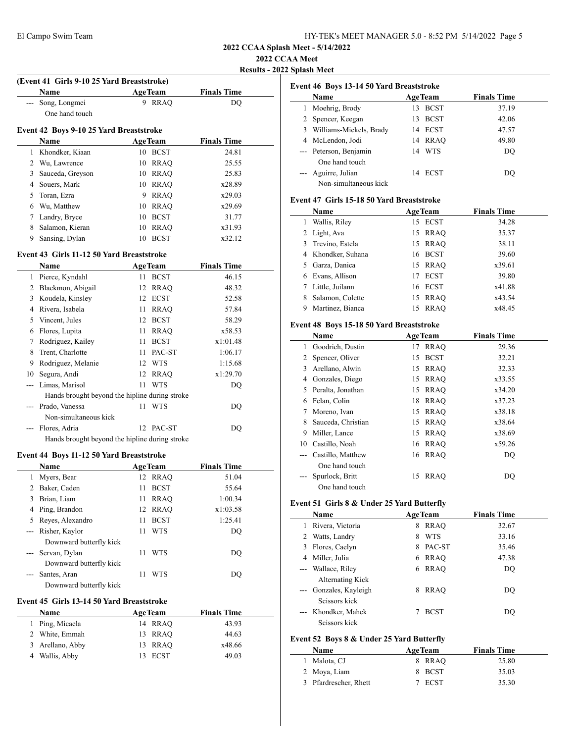**2022 CCAA Splash Meet - 5/14/2022**
**2022 CCAA Meet**
**Results - 2022 Splash Meet**

### (Event 41 Girls 9-10 25 Yard Breaststroke)

| | Name | Age | Team | Finals Time |
|---|---|---|---|---|
| --- | Song, Longmei | 9 | RRAQ | DQ |
| | One hand touch | | | |

### Event 42 Boys 9-10 25 Yard Breaststroke

| | Name | Age | Team | Finals Time |
|---|---|---|---|---|
| 1 | Khondker, Kiaan | 10 | BCST | 24.81 |
| 2 | Wu, Lawrence | 10 | RRAQ | 25.55 |
| 3 | Sauceda, Greyson | 10 | RRAQ | 25.83 |
| 4 | Souers, Mark | 10 | RRAQ | x28.89 |
| 5 | Toran, Ezra | 9 | RRAQ | x29.03 |
| 6 | Wu, Matthew | 10 | RRAQ | x29.69 |
| 7 | Landry, Bryce | 10 | BCST | 31.77 |
| 8 | Salamon, Kieran | 10 | RRAQ | x31.93 |
| 9 | Sansing, Dylan | 10 | BCST | x32.12 |

### Event 43 Girls 11-12 50 Yard Breaststroke

| | Name | Age | Team | Finals Time |
|---|---|---|---|---|
| 1 | Pierce, Kyndahl | 11 | BCST | 46.15 |
| 2 | Blackmon, Abigail | 12 | RRAQ | 48.32 |
| 3 | Koudela, Kinsley | 12 | ECST | 52.58 |
| 4 | Rivera, Isabela | 11 | RRAQ | 57.84 |
| 5 | Vincent, Jules | 12 | BCST | 58.29 |
| 6 | Flores, Lupita | 11 | RRAQ | x58.53 |
| 7 | Rodriguez, Kailey | 11 | BCST | x1:01.48 |
| 8 | Trent, Charlotte | 11 | PAC-ST | 1:06.17 |
| 9 | Rodriguez, Melanie | 12 | WTS | 1:15.68 |
| 10 | Segura, Andi | 12 | RRAQ | x1:29.70 |
| --- | Limas, Marisol | 11 | WTS | DQ |
| | Hands brought beyond the hipline during stroke | | | |
| --- | Prado, Vanessa | 11 | WTS | DQ |
| | Non-simultaneous kick | | | |
| --- | Flores, Adria | 12 | PAC-ST | DQ |
| | Hands brought beyond the hipline during stroke | | | |

### Event 44 Boys 11-12 50 Yard Breaststroke

| | Name | Age | Team | Finals Time |
|---|---|---|---|---|
| 1 | Myers, Bear | 12 | RRAQ | 51.04 |
| 2 | Baker, Caden | 11 | BCST | 55.64 |
| 3 | Brian, Liam | 11 | RRAQ | 1:00.34 |
| 4 | Ping, Brandon | 12 | RRAQ | x1:03.58 |
| 5 | Reyes, Alexandro | 11 | BCST | 1:25.41 |
| --- | Risher, Kaylor | 11 | WTS | DQ |
| | Downward butterfly kick | | | |
| --- | Servan, Dylan | 11 | WTS | DQ |
| | Downward butterfly kick | | | |
| --- | Santes, Aran | 11 | WTS | DQ |
| | Downward butterfly kick | | | |

### Event 45 Girls 13-14 50 Yard Breaststroke

| | Name | Age | Team | Finals Time |
|---|---|---|---|---|
| 1 | Ping, Micaela | 14 | RRAQ | 43.93 |
| 2 | White, Emmah | 13 | RRAQ | 44.63 |
| 3 | Arellano, Abby | 13 | RRAQ | x48.66 |
| 4 | Wallis, Abby | 13 | ECST | 49.03 |

### Event 46 Boys 13-14 50 Yard Breaststroke

| | Name | Age | Team | Finals Time |
|---|---|---|---|---|
| 1 | Moehrig, Brody | 13 | BCST | 37.19 |
| 2 | Spencer, Keegan | 13 | BCST | 42.06 |
| 3 | Williams-Mickels, Brady | 14 | ECST | 47.57 |
| 4 | McLendon, Jodi | 14 | RRAQ | 49.80 |
| --- | Peterson, Benjamin | 14 | WTS | DQ |
| | One hand touch | | | |
| --- | Aguirre, Julian | 14 | ECST | DQ |
| | Non-simultaneous kick | | | |

### Event 47 Girls 15-18 50 Yard Breaststroke

| | Name | Age | Team | Finals Time |
|---|---|---|---|---|
| 1 | Wallis, Riley | 15 | ECST | 34.28 |
| 2 | Light, Ava | 15 | RRAQ | 35.37 |
| 3 | Trevino, Estela | 15 | RRAQ | 38.11 |
| 4 | Khondker, Suhana | 16 | BCST | 39.60 |
| 5 | Garza, Danica | 15 | RRAQ | x39.61 |
| 6 | Evans, Allison | 17 | ECST | 39.80 |
| 7 | Little, Juilann | 16 | ECST | x41.88 |
| 8 | Salamon, Colette | 15 | RRAQ | x43.54 |
| 9 | Martinez, Bianca | 15 | RRAQ | x48.45 |

### Event 48 Boys 15-18 50 Yard Breaststroke

| | Name | Age | Team | Finals Time |
|---|---|---|---|---|
| 1 | Goodrich, Dustin | 17 | RRAQ | 29.36 |
| 2 | Spencer, Oliver | 15 | BCST | 32.21 |
| 3 | Arellano, Alwin | 15 | RRAQ | 32.33 |
| 4 | Gonzales, Diego | 15 | RRAQ | x33.55 |
| 5 | Peralta, Jonathan | 15 | RRAQ | x34.20 |
| 6 | Felan, Colin | 18 | RRAQ | x37.23 |
| 7 | Moreno, Ivan | 15 | RRAQ | x38.18 |
| 8 | Sauceda, Christian | 15 | RRAQ | x38.64 |
| 9 | Miller, Lance | 15 | RRAQ | x38.69 |
| 10 | Castillo, Noah | 16 | RRAQ | x59.26 |
| --- | Castillo, Matthew | 16 | RRAQ | DQ |
| | One hand touch | | | |
| --- | Spurlock, Britt | 15 | RRAQ | DQ |
| | One hand touch | | | |

### Event 51 Girls 8 & Under 25 Yard Butterfly

| | Name | Age | Team | Finals Time |
|---|---|---|---|---|
| 1 | Rivera, Victoria | 8 | RRAQ | 32.67 |
| 2 | Watts, Landry | 8 | WTS | 33.16 |
| 3 | Flores, Caelyn | 8 | PAC-ST | 35.46 |
| 4 | Miller, Julia | 6 | RRAQ | 47.38 |
| --- | Wallace, Riley | 6 | RRAQ | DQ |
| | Alternating Kick | | | |
| --- | Gonzales, Kayleigh | 8 | RRAQ | DQ |
| | Scissors kick | | | |
| --- | Khondker, Mahek | 7 | BCST | DQ |
| | Scissors kick | | | |

### Event 52 Boys 8 & Under 25 Yard Butterfly

| | Name | Age | Team | Finals Time |
|---|---|---|---|---|
| 1 | Malota, CJ | 8 | RRAQ | 25.80 |
| 2 | Moya, Liam | 8 | BCST | 35.03 |
| 3 | Pfardrescher, Rhett | 7 | ECST | 35.30 |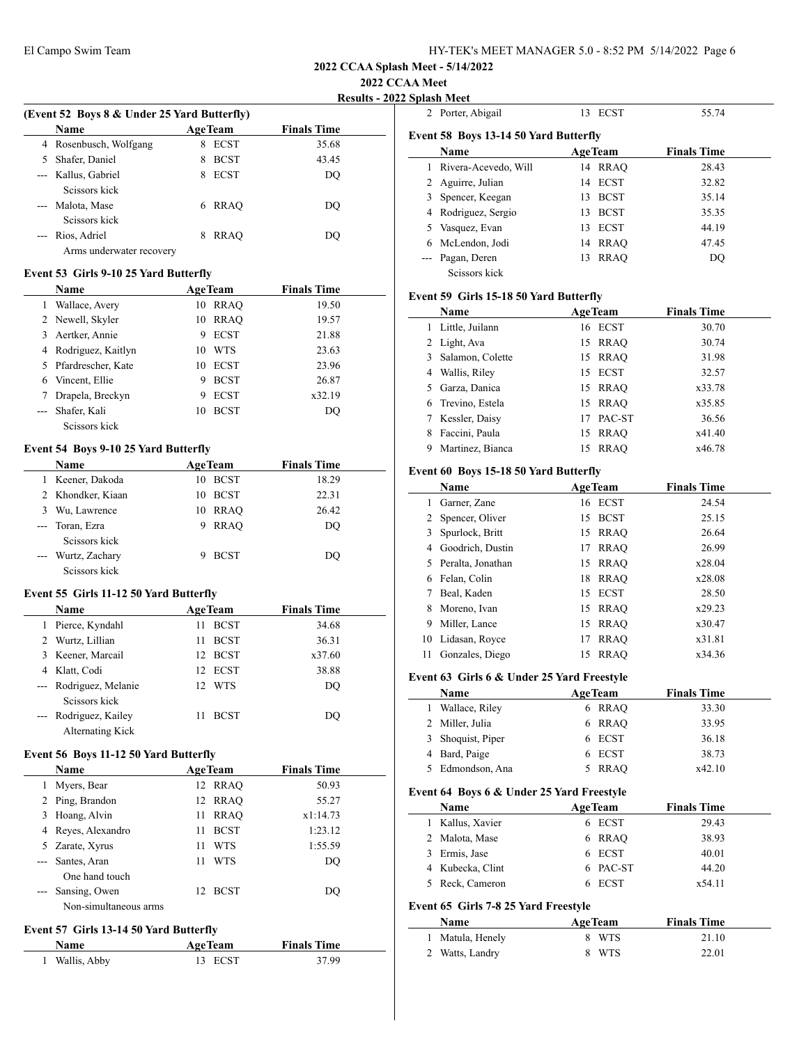**2022 CCAA Splash Meet - 5/14/2022**

**2022 CCAA Meet**

**Results - 2022 Splash Meet**

### (Event 52 Boys 8 & Under 25 Yard Butterfly)

| | Name | Age | Team | Finals Time |
|---|---|---|---|---|
| 4 | Rosenbusch, Wolfgang | 8 | ECST | 35.68 |
| 5 | Shafer, Daniel | 8 | BCST | 43.45 |
| --- | Kallus, Gabriel | 8 | ECST | DQ |
| | Scissors kick | | | |
| --- | Malota, Mase | 6 | RRAQ | DQ |
| | Scissors kick | | | |
| --- | Rios, Adriel | 8 | RRAQ | DQ |
| | Arms underwater recovery | | | |

### Event 53 Girls 9-10 25 Yard Butterfly

| | Name | Age | Team | Finals Time |
|---|---|---|---|---|
| 1 | Wallace, Avery | 10 | RRAQ | 19.50 |
| 2 | Newell, Skyler | 10 | RRAQ | 19.57 |
| 3 | Aertker, Annie | 9 | ECST | 21.88 |
| 4 | Rodriguez, Kaitlyn | 10 | WTS | 23.63 |
| 5 | Pfardrescher, Kate | 10 | ECST | 23.96 |
| 6 | Vincent, Ellie | 9 | BCST | 26.87 |
| 7 | Drapela, Breckyn | 9 | ECST | x32.19 |
| --- | Shafer, Kali | 10 | BCST | DQ |
| | Scissors kick | | | |

### Event 54 Boys 9-10 25 Yard Butterfly

| | Name | Age | Team | Finals Time |
|---|---|---|---|---|
| 1 | Keener, Dakoda | 10 | BCST | 18.29 |
| 2 | Khondker, Kiaan | 10 | BCST | 22.31 |
| 3 | Wu, Lawrence | 10 | RRAQ | 26.42 |
| --- | Toran, Ezra | 9 | RRAQ | DQ |
| | Scissors kick | | | |
| --- | Wurtz, Zachary | 9 | BCST | DQ |
| | Scissors kick | | | |

### Event 55 Girls 11-12 50 Yard Butterfly

| | Name | Age | Team | Finals Time |
|---|---|---|---|---|
| 1 | Pierce, Kyndahl | 11 | BCST | 34.68 |
| 2 | Wurtz, Lillian | 11 | BCST | 36.31 |
| 3 | Keener, Marcail | 12 | BCST | x37.60 |
| 4 | Klatt, Codi | 12 | ECST | 38.88 |
| --- | Rodriguez, Melanie | 12 | WTS | DQ |
| | Scissors kick | | | |
| --- | Rodriguez, Kailey | 11 | BCST | DQ |
| | Alternating Kick | | | |

### Event 56 Boys 11-12 50 Yard Butterfly

| | Name | Age | Team | Finals Time |
|---|---|---|---|---|
| 1 | Myers, Bear | 12 | RRAQ | 50.93 |
| 2 | Ping, Brandon | 12 | RRAQ | 55.27 |
| 3 | Hoang, Alvin | 11 | RRAQ | x1:14.73 |
| 4 | Reyes, Alexandro | 11 | BCST | 1:23.12 |
| 5 | Zarate, Xyrus | 11 | WTS | 1:55.59 |
| --- | Santes, Aran | 11 | WTS | DQ |
| | One hand touch | | | |
| --- | Sansing, Owen | 12 | BCST | DQ |
| | Non-simultaneous arms | | | |

### Event 57 Girls 13-14 50 Yard Butterfly

| | Name | Age | Team | Finals Time |
|---|---|---|---|---|
| 1 | Wallis, Abby | 13 | ECST | 37.99 |
| 2 | Porter, Abigail | 13 | ECST | 55.74 |

### Event 58 Boys 13-14 50 Yard Butterfly

| | Name | Age | Team | Finals Time |
|---|---|---|---|---|
| 1 | Rivera-Acevedo, Will | 14 | RRAQ | 28.43 |
| 2 | Aguirre, Julian | 14 | ECST | 32.82 |
| 3 | Spencer, Keegan | 13 | BCST | 35.14 |
| 4 | Rodriguez, Sergio | 13 | BCST | 35.35 |
| 5 | Vasquez, Evan | 13 | ECST | 44.19 |
| 6 | McLendon, Jodi | 14 | RRAQ | 47.45 |
| --- | Pagan, Deren | 13 | RRAQ | DQ |
| | Scissors kick | | | |

### Event 59 Girls 15-18 50 Yard Butterfly

| | Name | Age | Team | Finals Time |
|---|---|---|---|---|
| 1 | Little, Juilann | 16 | ECST | 30.70 |
| 2 | Light, Ava | 15 | RRAQ | 30.74 |
| 3 | Salamon, Colette | 15 | RRAQ | 31.98 |
| 4 | Wallis, Riley | 15 | ECST | 32.57 |
| 5 | Garza, Danica | 15 | RRAQ | x33.78 |
| 6 | Trevino, Estela | 15 | RRAQ | x35.85 |
| 7 | Kessler, Daisy | 17 | PAC-ST | 36.56 |
| 8 | Faccini, Paula | 15 | RRAQ | x41.40 |
| 9 | Martinez, Bianca | 15 | RRAQ | x46.78 |

### Event 60 Boys 15-18 50 Yard Butterfly

| | Name | Age | Team | Finals Time |
|---|---|---|---|---|
| 1 | Garner, Zane | 16 | ECST | 24.54 |
| 2 | Spencer, Oliver | 15 | BCST | 25.15 |
| 3 | Spurlock, Britt | 15 | RRAQ | 26.64 |
| 4 | Goodrich, Dustin | 17 | RRAQ | 26.99 |
| 5 | Peralta, Jonathan | 15 | RRAQ | x28.04 |
| 6 | Felan, Colin | 18 | RRAQ | x28.08 |
| 7 | Beal, Kaden | 15 | ECST | 28.50 |
| 8 | Moreno, Ivan | 15 | RRAQ | x29.23 |
| 9 | Miller, Lance | 15 | RRAQ | x30.47 |
| 10 | Lidasan, Royce | 17 | RRAQ | x31.81 |
| 11 | Gonzales, Diego | 15 | RRAQ | x34.36 |

### Event 63 Girls 6 & Under 25 Yard Freestyle

| | Name | Age | Team | Finals Time |
|---|---|---|---|---|
| 1 | Wallace, Riley | 6 | RRAQ | 33.30 |
| 2 | Miller, Julia | 6 | RRAQ | 33.95 |
| 3 | Shoquist, Piper | 6 | ECST | 36.18 |
| 4 | Bard, Paige | 6 | ECST | 38.73 |
| 5 | Edmondson, Ana | 5 | RRAQ | x42.10 |

### Event 64 Boys 6 & Under 25 Yard Freestyle

| | Name | Age | Team | Finals Time |
|---|---|---|---|---|
| 1 | Kallus, Xavier | 6 | ECST | 29.43 |
| 2 | Malota, Mase | 6 | RRAQ | 38.93 |
| 3 | Ermis, Jase | 6 | ECST | 40.01 |
| 4 | Kubecka, Clint | 6 | PAC-ST | 44.20 |
| 5 | Reck, Cameron | 6 | ECST | x54.11 |

### Event 65 Girls 7-8 25 Yard Freestyle

| | Name | Age | Team | Finals Time |
|---|---|---|---|---|
| 1 | Matula, Henely | 8 | WTS | 21.10 |
| 2 | Watts, Landry | 8 | WTS | 22.01 |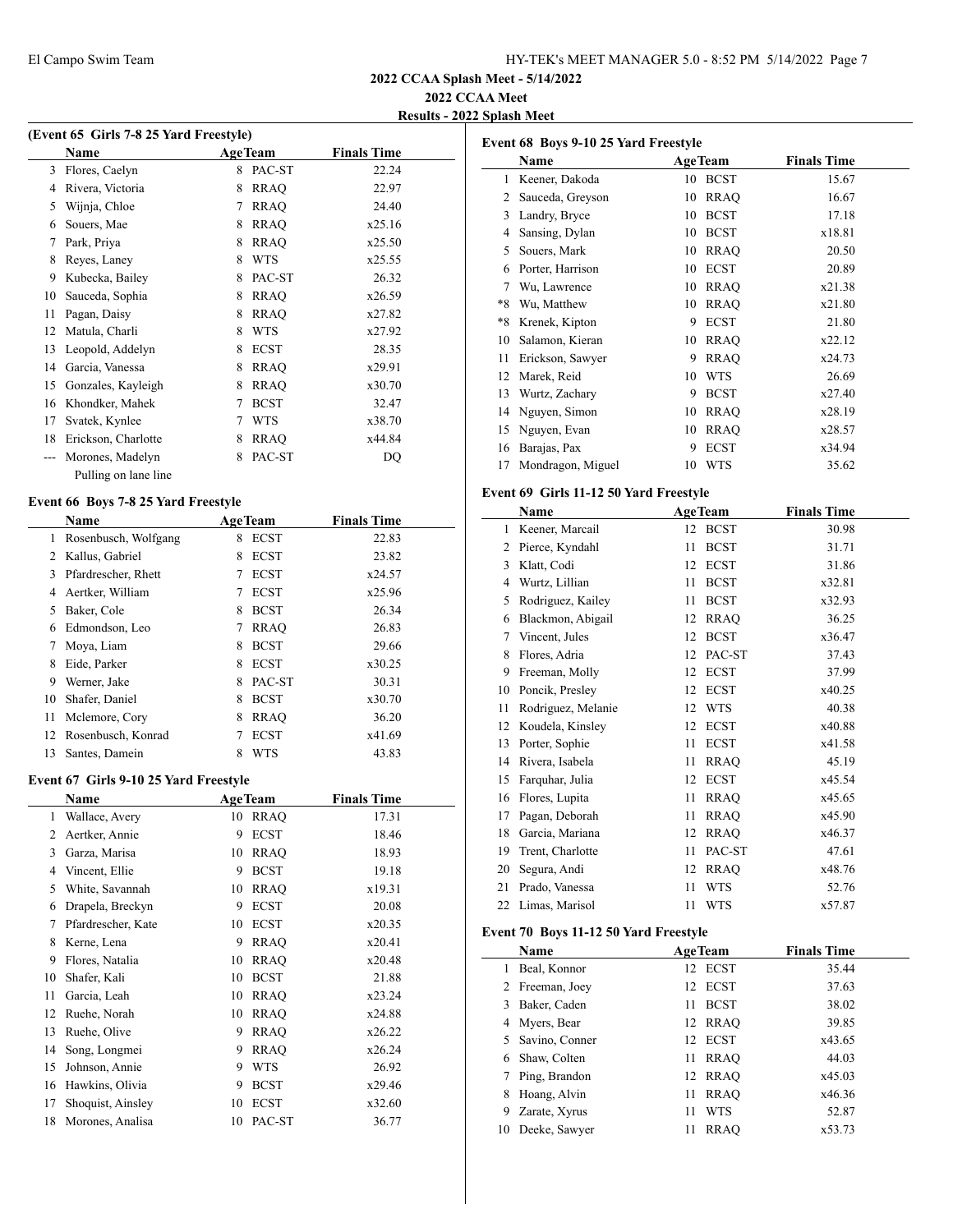## 2022 CCAA Splash Meet - 5/14/2022

## 2022 CCAA Meet

### Results - 2022 Splash Meet

**(Event 65 Girls 7-8 25 Yard Freestyle)**

| | Name | Age | Team | Finals Time |
|---|---|---|---|---|
| 3 | Flores, Caelyn | 8 | PAC-ST | 22.24 |
| 4 | Rivera, Victoria | 8 | RRAQ | 22.97 |
| 5 | Wijnja, Chloe | 7 | RRAQ | 24.40 |
| 6 | Souers, Mae | 8 | RRAQ | x25.16 |
| 7 | Park, Priya | 8 | RRAQ | x25.50 |
| 8 | Reyes, Laney | 8 | WTS | x25.55 |
| 9 | Kubecka, Bailey | 8 | PAC-ST | 26.32 |
| 10 | Sauceda, Sophia | 8 | RRAQ | x26.59 |
| 11 | Pagan, Daisy | 8 | RRAQ | x27.82 |
| 12 | Matula, Charli | 8 | WTS | x27.92 |
| 13 | Leopold, Addelyn | 8 | ECST | 28.35 |
| 14 | Garcia, Vanessa | 8 | RRAQ | x29.91 |
| 15 | Gonzales, Kayleigh | 8 | RRAQ | x30.70 |
| 16 | Khondker, Mahek | 7 | BCST | 32.47 |
| 17 | Svatek, Kynlee | 7 | WTS | x38.70 |
| 18 | Erickson, Charlotte | 8 | RRAQ | x44.84 |
| --- | Morones, Madelyn | 8 | PAC-ST | DQ |

Pulling on lane line

**Event 66 Boys 7-8 25 Yard Freestyle**

| | Name | Age | Team | Finals Time |
|---|---|---|---|---|
| 1 | Rosenbusch, Wolfgang | 8 | ECST | 22.83 |
| 2 | Kallus, Gabriel | 8 | ECST | 23.82 |
| 3 | Pfardrescher, Rhett | 7 | ECST | x24.57 |
| 4 | Aertker, William | 7 | ECST | x25.96 |
| 5 | Baker, Cole | 8 | BCST | 26.34 |
| 6 | Edmondson, Leo | 7 | RRAQ | 26.83 |
| 7 | Moya, Liam | 8 | BCST | 29.66 |
| 8 | Eide, Parker | 8 | ECST | x30.25 |
| 9 | Werner, Jake | 8 | PAC-ST | 30.31 |
| 10 | Shafer, Daniel | 8 | BCST | x30.70 |
| 11 | Mclemore, Cory | 8 | RRAQ | 36.20 |
| 12 | Rosenbusch, Konrad | 7 | ECST | x41.69 |
| 13 | Santes, Damein | 8 | WTS | 43.83 |

**Event 67 Girls 9-10 25 Yard Freestyle**

| | Name | Age | Team | Finals Time |
|---|---|---|---|---|
| 1 | Wallace, Avery | 10 | RRAQ | 17.31 |
| 2 | Aertker, Annie | 9 | ECST | 18.46 |
| 3 | Garza, Marisa | 10 | RRAQ | 18.93 |
| 4 | Vincent, Ellie | 9 | BCST | 19.18 |
| 5 | White, Savannah | 10 | RRAQ | x19.31 |
| 6 | Drapela, Breckyn | 9 | ECST | 20.08 |
| 7 | Pfardrescher, Kate | 10 | ECST | x20.35 |
| 8 | Kerne, Lena | 9 | RRAQ | x20.41 |
| 9 | Flores, Natalia | 10 | RRAQ | x20.48 |
| 10 | Shafer, Kali | 10 | BCST | 21.88 |
| 11 | Garcia, Leah | 10 | RRAQ | x23.24 |
| 12 | Ruehe, Norah | 10 | RRAQ | x24.88 |
| 13 | Ruehe, Olive | 9 | RRAQ | x26.22 |
| 14 | Song, Longmei | 9 | RRAQ | x26.24 |
| 15 | Johnson, Annie | 9 | WTS | 26.92 |
| 16 | Hawkins, Olivia | 9 | BCST | x29.46 |
| 17 | Shoquist, Ainsley | 10 | ECST | x32.60 |
| 18 | Morones, Analisa | 10 | PAC-ST | 36.77 |

**Event 68 Boys 9-10 25 Yard Freestyle**

| | Name | Age | Team | Finals Time |
|---|---|---|---|---|
| 1 | Keener, Dakoda | 10 | BCST | 15.67 |
| 2 | Sauceda, Greyson | 10 | RRAQ | 16.67 |
| 3 | Landry, Bryce | 10 | BCST | 17.18 |
| 4 | Sansing, Dylan | 10 | BCST | x18.81 |
| 5 | Souers, Mark | 10 | RRAQ | 20.50 |
| 6 | Porter, Harrison | 10 | ECST | 20.89 |
| 7 | Wu, Lawrence | 10 | RRAQ | x21.38 |
| *8 | Wu, Matthew | 10 | RRAQ | x21.80 |
| *8 | Krenek, Kipton | 9 | ECST | 21.80 |
| 10 | Salamon, Kieran | 10 | RRAQ | x22.12 |
| 11 | Erickson, Sawyer | 9 | RRAQ | x24.73 |
| 12 | Marek, Reid | 10 | WTS | 26.69 |
| 13 | Wurtz, Zachary | 9 | BCST | x27.40 |
| 14 | Nguyen, Simon | 10 | RRAQ | x28.19 |
| 15 | Nguyen, Evan | 10 | RRAQ | x28.57 |
| 16 | Barajas, Pax | 9 | ECST | x34.94 |
| 17 | Mondragon, Miguel | 10 | WTS | 35.62 |

**Event 69 Girls 11-12 50 Yard Freestyle**

| | Name | Age | Team | Finals Time |
|---|---|---|---|---|
| 1 | Keener, Marcail | 12 | BCST | 30.98 |
| 2 | Pierce, Kyndahl | 11 | BCST | 31.71 |
| 3 | Klatt, Codi | 12 | ECST | 31.86 |
| 4 | Wurtz, Lillian | 11 | BCST | x32.81 |
| 5 | Rodriguez, Kailey | 11 | BCST | x32.93 |
| 6 | Blackmon, Abigail | 12 | RRAQ | 36.25 |
| 7 | Vincent, Jules | 12 | BCST | x36.47 |
| 8 | Flores, Adria | 12 | PAC-ST | 37.43 |
| 9 | Freeman, Molly | 12 | ECST | 37.99 |
| 10 | Poncik, Presley | 12 | ECST | x40.25 |
| 11 | Rodriguez, Melanie | 12 | WTS | 40.38 |
| 12 | Koudela, Kinsley | 12 | ECST | x40.88 |
| 13 | Porter, Sophie | 11 | ECST | x41.58 |
| 14 | Rivera, Isabela | 11 | RRAQ | 45.19 |
| 15 | Farquhar, Julia | 12 | ECST | x45.54 |
| 16 | Flores, Lupita | 11 | RRAQ | x45.65 |
| 17 | Pagan, Deborah | 11 | RRAQ | x45.90 |
| 18 | Garcia, Mariana | 12 | RRAQ | x46.37 |
| 19 | Trent, Charlotte | 11 | PAC-ST | 47.61 |
| 20 | Segura, Andi | 12 | RRAQ | x48.76 |
| 21 | Prado, Vanessa | 11 | WTS | 52.76 |
| 22 | Limas, Marisol | 11 | WTS | x57.87 |

**Event 70 Boys 11-12 50 Yard Freestyle**

| | Name | Age | Team | Finals Time |
|---|---|---|---|---|
| 1 | Beal, Konnor | 12 | ECST | 35.44 |
| 2 | Freeman, Joey | 12 | ECST | 37.63 |
| 3 | Baker, Caden | 11 | BCST | 38.02 |
| 4 | Myers, Bear | 12 | RRAQ | 39.85 |
| 5 | Savino, Conner | 12 | ECST | x43.65 |
| 6 | Shaw, Colten | 11 | RRAQ | 44.03 |
| 7 | Ping, Brandon | 12 | RRAQ | x45.03 |
| 8 | Hoang, Alvin | 11 | RRAQ | x46.36 |
| 9 | Zarate, Xyrus | 11 | WTS | 52.87 |
| 10 | Deeke, Sawyer | 11 | RRAQ | x53.73 |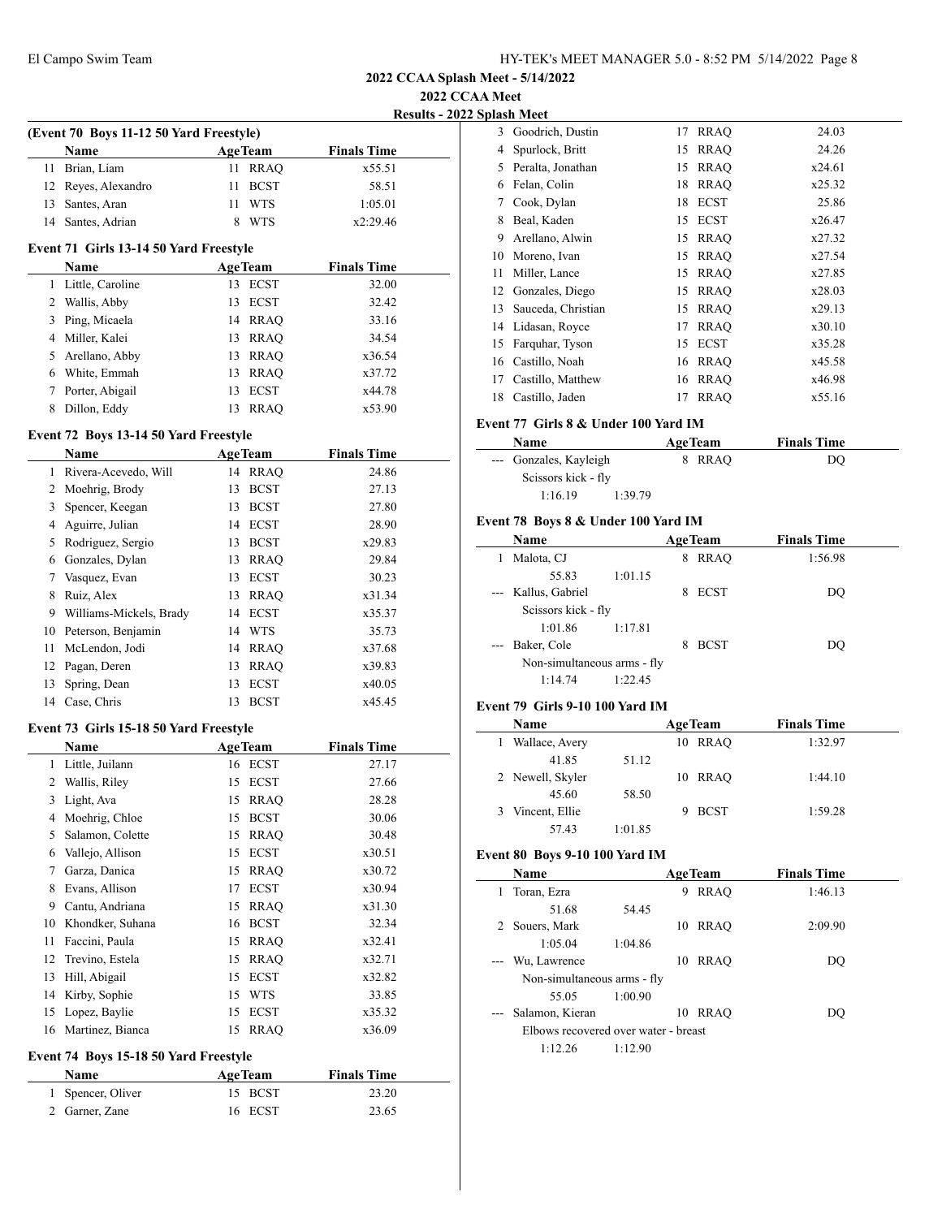## 2022 CCAA Splash Meet - 5/14/2022

### 2022 CCAA Meet

### Results - 2022 Splash Meet

**(Event 70 Boys 11-12 50 Yard Freestyle)**

| | Name | Age | Team | Finals Time |
|---|---|---|---|---|
| 11 | Brian, Liam | 11 | RRAQ | x55.51 |
| 12 | Reyes, Alexandro | 11 | BCST | 58.51 |
| 13 | Santes, Aran | 11 | WTS | 1:05.01 |
| 14 | Santes, Adrian | 8 | WTS | x2:29.46 |

**Event 71 Girls 13-14 50 Yard Freestyle**

| | Name | Age | Team | Finals Time |
|---|---|---|---|---|
| 1 | Little, Caroline | 13 | ECST | 32.00 |
| 2 | Wallis, Abby | 13 | ECST | 32.42 |
| 3 | Ping, Micaela | 14 | RRAQ | 33.16 |
| 4 | Miller, Kalei | 13 | RRAQ | 34.54 |
| 5 | Arellano, Abby | 13 | RRAQ | x36.54 |
| 6 | White, Emmah | 13 | RRAQ | x37.72 |
| 7 | Porter, Abigail | 13 | ECST | x44.78 |
| 8 | Dillon, Eddy | 13 | RRAQ | x53.90 |

**Event 72 Boys 13-14 50 Yard Freestyle**

| | Name | Age | Team | Finals Time |
|---|---|---|---|---|
| 1 | Rivera-Acevedo, Will | 14 | RRAQ | 24.86 |
| 2 | Moehrig, Brody | 13 | BCST | 27.13 |
| 3 | Spencer, Keegan | 13 | BCST | 27.80 |
| 4 | Aguirre, Julian | 14 | ECST | 28.90 |
| 5 | Rodriguez, Sergio | 13 | BCST | x29.83 |
| 6 | Gonzales, Dylan | 13 | RRAQ | 29.84 |
| 7 | Vasquez, Evan | 13 | ECST | 30.23 |
| 8 | Ruiz, Alex | 13 | RRAQ | x31.34 |
| 9 | Williams-Mickels, Brady | 14 | ECST | x35.37 |
| 10 | Peterson, Benjamin | 14 | WTS | 35.73 |
| 11 | McLendon, Jodi | 14 | RRAQ | x37.68 |
| 12 | Pagan, Deren | 13 | RRAQ | x39.83 |
| 13 | Spring, Dean | 13 | ECST | x40.05 |
| 14 | Case, Chris | 13 | BCST | x45.45 |

**Event 73 Girls 15-18 50 Yard Freestyle**

| | Name | Age | Team | Finals Time |
|---|---|---|---|---|
| 1 | Little, Juilann | 16 | ECST | 27.17 |
| 2 | Wallis, Riley | 15 | ECST | 27.66 |
| 3 | Light, Ava | 15 | RRAQ | 28.28 |
| 4 | Moehrig, Chloe | 15 | BCST | 30.06 |
| 5 | Salamon, Colette | 15 | RRAQ | 30.48 |
| 6 | Vallejo, Allison | 15 | ECST | x30.51 |
| 7 | Garza, Danica | 15 | RRAQ | x30.72 |
| 8 | Evans, Allison | 17 | ECST | x30.94 |
| 9 | Cantu, Andriana | 15 | RRAQ | x31.30 |
| 10 | Khondker, Suhana | 16 | BCST | 32.34 |
| 11 | Faccini, Paula | 15 | RRAQ | x32.41 |
| 12 | Trevino, Estela | 15 | RRAQ | x32.71 |
| 13 | Hill, Abigail | 15 | ECST | x32.82 |
| 14 | Kirby, Sophie | 15 | WTS | 33.85 |
| 15 | Lopez, Baylie | 15 | ECST | x35.32 |
| 16 | Martinez, Bianca | 15 | RRAQ | x36.09 |

**Event 74 Boys 15-18 50 Yard Freestyle**

| | Name | Age | Team | Finals Time |
|---|---|---|---|---|
| 1 | Spencer, Oliver | 15 | BCST | 23.20 |
| 2 | Garner, Zane | 16 | ECST | 23.65 |
| 3 | Goodrich, Dustin | 17 | RRAQ | 24.03 |
| 4 | Spurlock, Britt | 15 | RRAQ | 24.26 |
| 5 | Peralta, Jonathan | 15 | RRAQ | x24.61 |
| 6 | Felan, Colin | 18 | RRAQ | x25.32 |
| 7 | Cook, Dylan | 18 | ECST | 25.86 |
| 8 | Beal, Kaden | 15 | ECST | x26.47 |
| 9 | Arellano, Alwin | 15 | RRAQ | x27.32 |
| 10 | Moreno, Ivan | 15 | RRAQ | x27.54 |
| 11 | Miller, Lance | 15 | RRAQ | x27.85 |
| 12 | Gonzales, Diego | 15 | RRAQ | x28.03 |
| 13 | Sauceda, Christian | 15 | RRAQ | x29.13 |
| 14 | Lidasan, Royce | 17 | RRAQ | x30.10 |
| 15 | Farquhar, Tyson | 15 | ECST | x35.28 |
| 16 | Castillo, Noah | 16 | RRAQ | x45.58 |
| 17 | Castillo, Matthew | 16 | RRAQ | x46.98 |
| 18 | Castillo, Jaden | 17 | RRAQ | x55.16 |

**Event 77 Girls 8 & Under 100 Yard IM**

| | Name | Age | Team | Finals Time |
|---|---|---|---|---|
| --- | Gonzales, Kayleigh | 8 | RRAQ | DQ |
| | Scissors kick - fly | | | |
| | 1:16.19 1:39.79 | | | |

**Event 78 Boys 8 & Under 100 Yard IM**

| | Name | Age | Team | Finals Time |
|---|---|---|---|---|
| 1 | Malota, CJ | 8 | RRAQ | 1:56.98 |
| | 55.83 1:01.15 | | | |
| --- | Kallus, Gabriel | 8 | ECST | DQ |
| | Scissors kick - fly | | | |
| | 1:01.86 1:17.81 | | | |
| --- | Baker, Cole | 8 | BCST | DQ |
| | Non-simultaneous arms - fly | | | |
| | 1:14.74 1:22.45 | | | |

**Event 79 Girls 9-10 100 Yard IM**

| | Name | Age | Team | Finals Time |
|---|---|---|---|---|
| 1 | Wallace, Avery | 10 | RRAQ | 1:32.97 |
| | 41.85 51.12 | | | |
| 2 | Newell, Skyler | 10 | RRAQ | 1:44.10 |
| | 45.60 58.50 | | | |
| 3 | Vincent, Ellie | 9 | BCST | 1:59.28 |
| | 57.43 1:01.85 | | | |

**Event 80 Boys 9-10 100 Yard IM**

| | Name | Age | Team | Finals Time |
|---|---|---|---|---|
| 1 | Toran, Ezra | 9 | RRAQ | 1:46.13 |
| | 51.68 54.45 | | | |
| 2 | Souers, Mark | 10 | RRAQ | 2:09.90 |
| | 1:05.04 1:04.86 | | | |
| --- | Wu, Lawrence | 10 | RRAQ | DQ |
| | Non-simultaneous arms - fly | | | |
| | 55.05 1:00.90 | | | |
| --- | Salamon, Kieran | 10 | RRAQ | DQ |
| | Elbows recovered over water - breast | | | |
| | 1:12.26 1:12.90 | | | |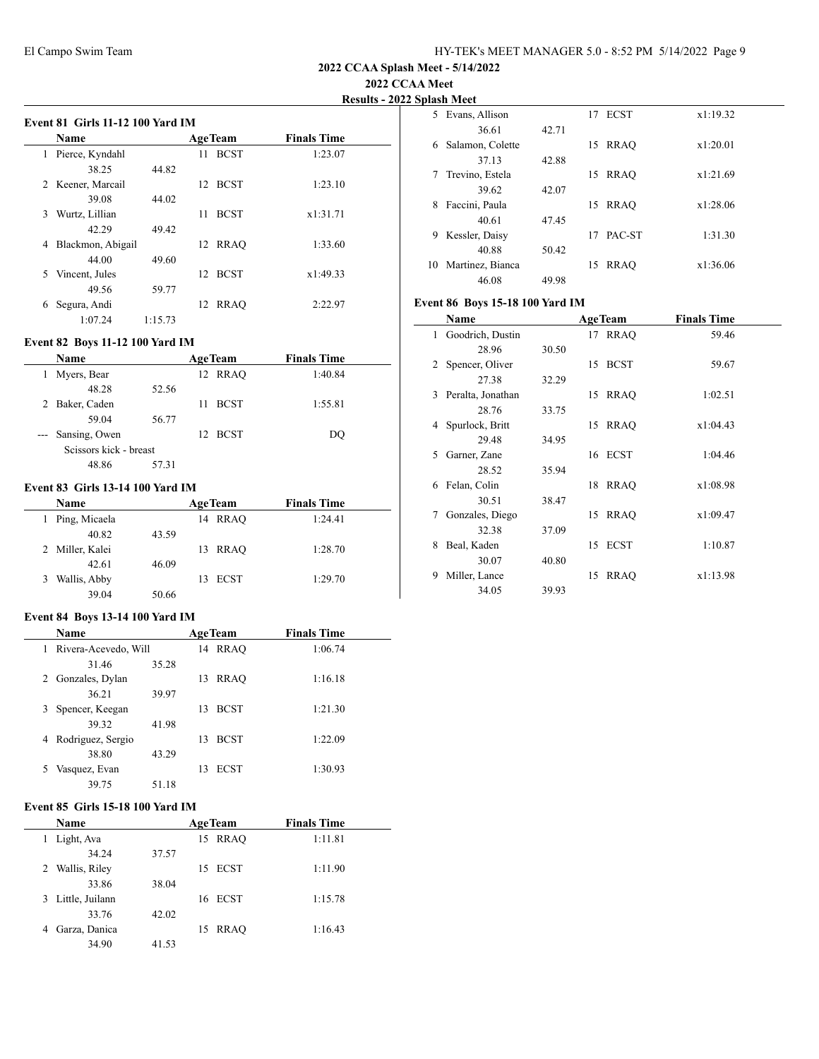**2022 CCAA Splash Meet - 5/14/2022**

**2022 CCAA Meet**

**Results - 2022 Splash Meet**

### Event 81 Girls 11-12 100 Yard IM

| | Name | | Age | Team | Finals Time |
|---|---|---|---|---|---|
| 1 | Pierce, Kyndahl | | 11 | BCST | 1:23.07 |
| | 38.25 | 44.82 | | | |
| 2 | Keener, Marcail | | 12 | BCST | 1:23.10 |
| | 39.08 | 44.02 | | | |
| 3 | Wurtz, Lillian | | 11 | BCST | x1:31.71 |
| | 42.29 | 49.42 | | | |
| 4 | Blackmon, Abigail | | 12 | RRAQ | 1:33.60 |
| | 44.00 | 49.60 | | | |
| 5 | Vincent, Jules | | 12 | BCST | x1:49.33 |
| | 49.56 | 59.77 | | | |
| 6 | Segura, Andi | | 12 | RRAQ | 2:22.97 |
| | 1:07.24 | 1:15.73 | | | |

### Event 82 Boys 11-12 100 Yard IM

| | Name | | Age | Team | Finals Time |
|---|---|---|---|---|---|
| 1 | Myers, Bear | | 12 | RRAQ | 1:40.84 |
| | 48.28 | 52.56 | | | |
| 2 | Baker, Caden | | 11 | BCST | 1:55.81 |
| | 59.04 | 56.77 | | | |
| --- | Sansing, Owen | | 12 | BCST | DQ |
| | Scissors kick - breast | | | | |
| | 48.86 | 57.31 | | | |

### Event 83 Girls 13-14 100 Yard IM

| | Name | | Age | Team | Finals Time |
|---|---|---|---|---|---|
| 1 | Ping, Micaela | | 14 | RRAQ | 1:24.41 |
| | 40.82 | 43.59 | | | |
| 2 | Miller, Kalei | | 13 | RRAQ | 1:28.70 |
| | 42.61 | 46.09 | | | |
| 3 | Wallis, Abby | | 13 | ECST | 1:29.70 |
| | 39.04 | 50.66 | | | |

### Event 84 Boys 13-14 100 Yard IM

| | Name | | Age | Team | Finals Time |
|---|---|---|---|---|---|
| 1 | Rivera-Acevedo, Will | | 14 | RRAQ | 1:06.74 |
| | 31.46 | 35.28 | | | |
| 2 | Gonzales, Dylan | | 13 | RRAQ | 1:16.18 |
| | 36.21 | 39.97 | | | |
| 3 | Spencer, Keegan | | 13 | BCST | 1:21.30 |
| | 39.32 | 41.98 | | | |
| 4 | Rodriguez, Sergio | | 13 | BCST | 1:22.09 |
| | 38.80 | 43.29 | | | |
| 5 | Vasquez, Evan | | 13 | ECST | 1:30.93 |
| | 39.75 | 51.18 | | | |

### Event 85 Girls 15-18 100 Yard IM

| | Name | | Age | Team | Finals Time |
|---|---|---|---|---|---|
| 1 | Light, Ava | | 15 | RRAQ | 1:11.81 |
| | 34.24 | 37.57 | | | |
| 2 | Wallis, Riley | | 15 | ECST | 1:11.90 |
| | 33.86 | 38.04 | | | |
| 3 | Little, Juilann | | 16 | ECST | 1:15.78 |
| | 33.76 | 42.02 | | | |
| 4 | Garza, Danica | | 15 | RRAQ | 1:16.43 |
| | 34.90 | 41.53 | | | |
| 5 | Evans, Allison | | 17 | ECST | x1:19.32 |
| | 36.61 | 42.71 | | | |
| 6 | Salamon, Colette | | 15 | RRAQ | x1:20.01 |
| | 37.13 | 42.88 | | | |
| 7 | Trevino, Estela | | 15 | RRAQ | x1:21.69 |
| | 39.62 | 42.07 | | | |
| 8 | Faccini, Paula | | 15 | RRAQ | x1:28.06 |
| | 40.61 | 47.45 | | | |
| 9 | Kessler, Daisy | | 17 | PAC-ST | 1:31.30 |
| | 40.88 | 50.42 | | | |
| 10 | Martinez, Bianca | | 15 | RRAQ | x1:36.06 |
| | 46.08 | 49.98 | | | |

### Event 86 Boys 15-18 100 Yard IM

| | Name | | Age | Team | Finals Time |
|---|---|---|---|---|---|
| 1 | Goodrich, Dustin | | 17 | RRAQ | 59.46 |
| | 28.96 | 30.50 | | | |
| 2 | Spencer, Oliver | | 15 | BCST | 59.67 |
| | 27.38 | 32.29 | | | |
| 3 | Peralta, Jonathan | | 15 | RRAQ | 1:02.51 |
| | 28.76 | 33.75 | | | |
| 4 | Spurlock, Britt | | 15 | RRAQ | x1:04.43 |
| | 29.48 | 34.95 | | | |
| 5 | Garner, Zane | | 16 | ECST | 1:04.46 |
| | 28.52 | 35.94 | | | |
| 6 | Felan, Colin | | 18 | RRAQ | x1:08.98 |
| | 30.51 | 38.47 | | | |
| 7 | Gonzales, Diego | | 15 | RRAQ | x1:09.47 |
| | 32.38 | 37.09 | | | |
| 8 | Beal, Kaden | | 15 | ECST | 1:10.87 |
| | 30.07 | 40.80 | | | |
| 9 | Miller, Lance | | 15 | RRAQ | x1:13.98 |
| | 34.05 | 39.93 | | | |